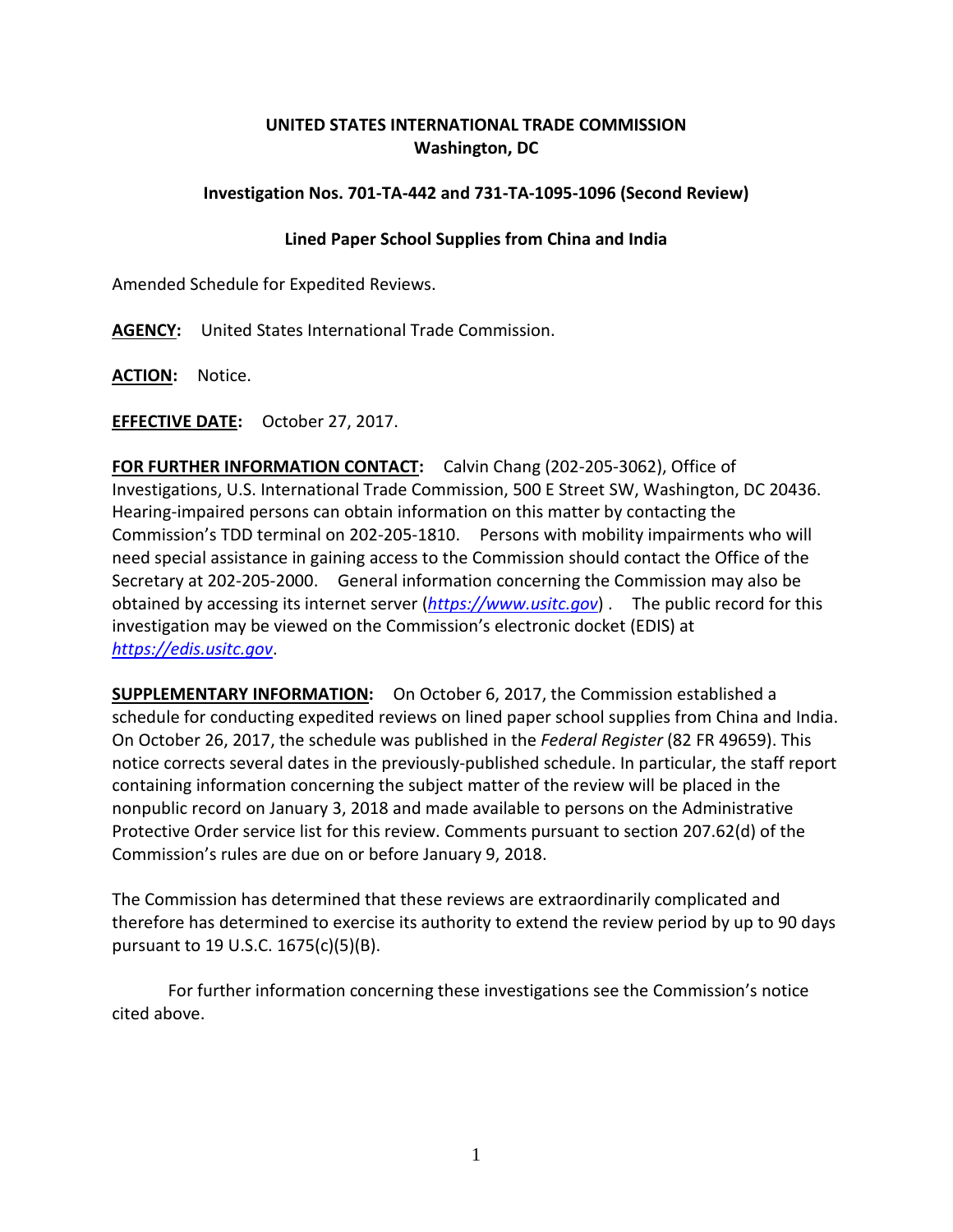**UNITED STATES INTERNATIONAL TRADE COMMISSION**
**Washington, DC**

**Investigation Nos. 701-TA-442 and 731-TA-1095-1096 (Second Review)**

**Lined Paper School Supplies from China and India**

Amended Schedule for Expedited Reviews.

**AGENCY:** United States International Trade Commission.

**ACTION:** Notice.

**EFFECTIVE DATE:** October 27, 2017.

**FOR FURTHER INFORMATION CONTACT:** Calvin Chang (202-205-3062), Office of Investigations, U.S. International Trade Commission, 500 E Street SW, Washington, DC 20436. Hearing-impaired persons can obtain information on this matter by contacting the Commission's TDD terminal on 202-205-1810. Persons with mobility impairments who will need special assistance in gaining access to the Commission should contact the Office of the Secretary at 202-205-2000. General information concerning the Commission may also be obtained by accessing its internet server (*https://www.usitc.gov*). The public record for this investigation may be viewed on the Commission's electronic docket (EDIS) at *https://edis.usitc.gov*.

**SUPPLEMENTARY INFORMATION:** On October 6, 2017, the Commission established a schedule for conducting expedited reviews on lined paper school supplies from China and India. On October 26, 2017, the schedule was published in the *Federal Register* (82 FR 49659). This notice corrects several dates in the previously-published schedule. In particular, the staff report containing information concerning the subject matter of the review will be placed in the nonpublic record on January 3, 2018 and made available to persons on the Administrative Protective Order service list for this review. Comments pursuant to section 207.62(d) of the Commission's rules are due on or before January 9, 2018.

The Commission has determined that these reviews are extraordinarily complicated and therefore has determined to exercise its authority to extend the review period by up to 90 days pursuant to 19 U.S.C. 1675(c)(5)(B).

For further information concerning these investigations see the Commission's notice cited above.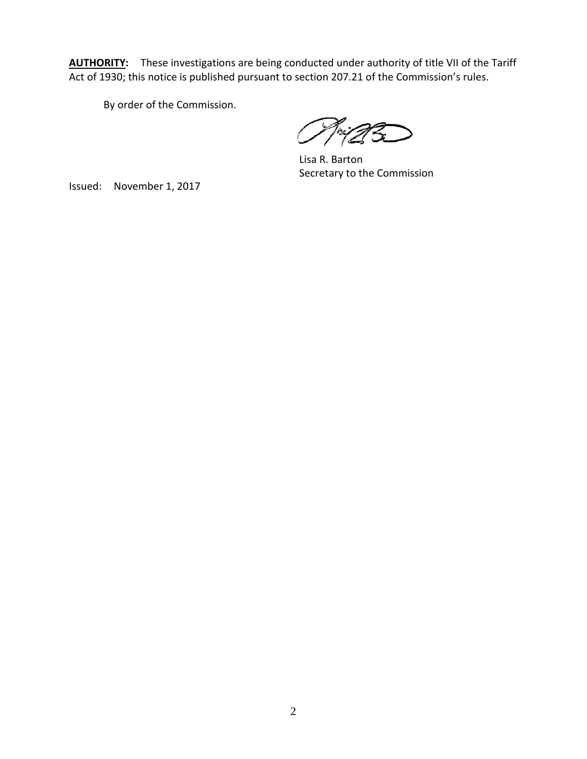**<u>AUTHORITY</u>:** These investigations are being conducted under authority of title VII of the Tariff Act of 1930; this notice is published pursuant to section 207.21 of the Commission's rules.

By order of the Commission.

Lisa R. Barton
Secretary to the Commission

Issued: November 1, 2017